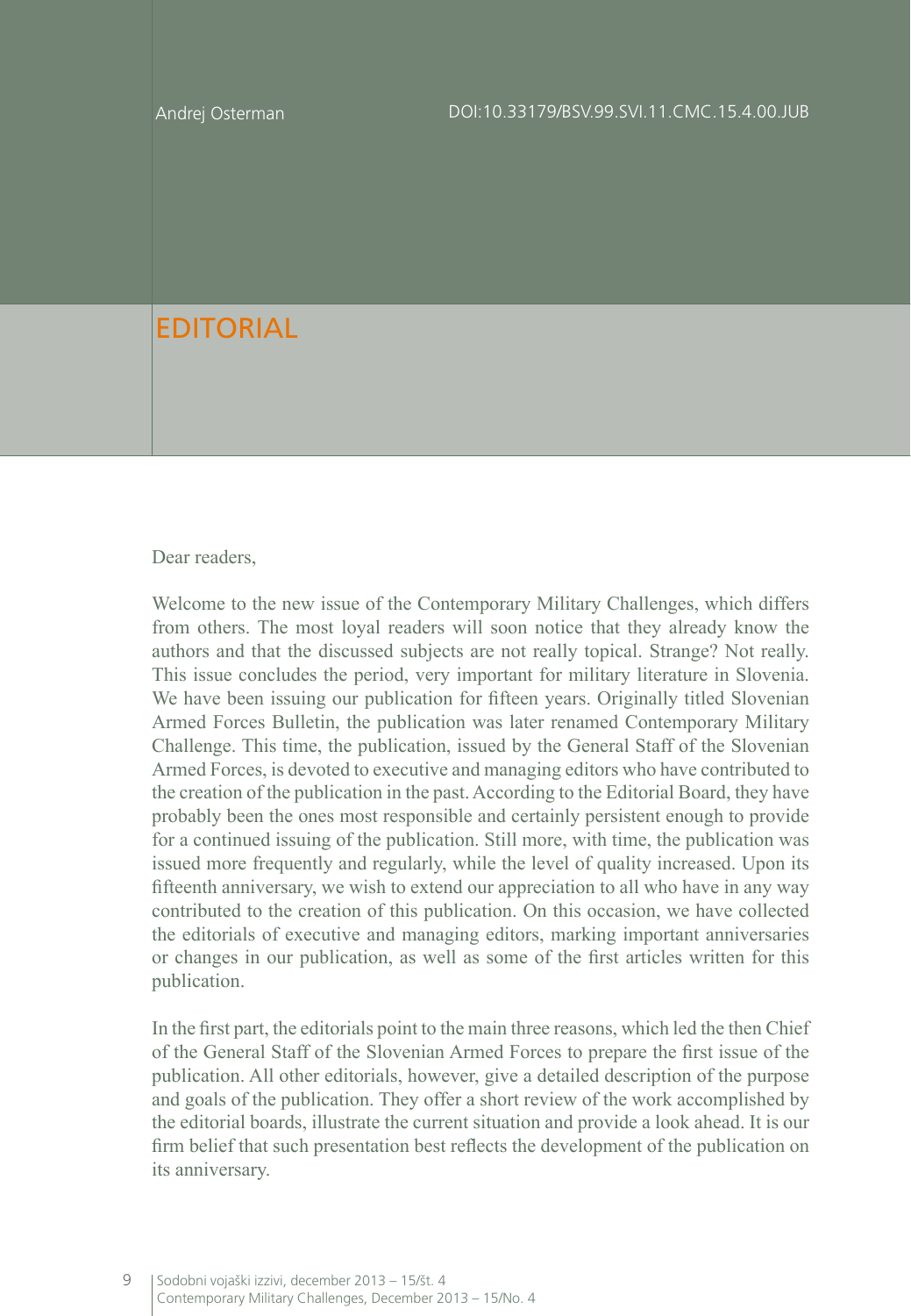Andrej Osterman

DOI:10.33179/BSV.99.SVI.11.CMC.15.4.00.JUB

# EDITORIAL

Dear readers,

Welcome to the new issue of the Contemporary Military Challenges, which differs from others. The most loyal readers will soon notice that they already know the authors and that the discussed subjects are not really topical. Strange? Not really. This issue concludes the period, very important for military literature in Slovenia. We have been issuing our publication for fifteen years. Originally titled Slovenian Armed Forces Bulletin, the publication was later renamed Contemporary Military Challenge. This time, the publication, issued by the General Staff of the Slovenian Armed Forces, is devoted to executive and managing editors who have contributed to the creation of the publication in the past. According to the Editorial Board, they have probably been the ones most responsible and certainly persistent enough to provide for a continued issuing of the publication. Still more, with time, the publication was issued more frequently and regularly, while the level of quality increased. Upon its fifteenth anniversary, we wish to extend our appreciation to all who have in any way contributed to the creation of this publication. On this occasion, we have collected the editorials of executive and managing editors, marking important anniversaries or changes in our publication, as well as some of the first articles written for this publication.

In the first part, the editorials point to the main three reasons, which led the then Chief of the General Staff of the Slovenian Armed Forces to prepare the first issue of the publication. All other editorials, however, give a detailed description of the purpose and goals of the publication. They offer a short review of the work accomplished by the editorial boards, illustrate the current situation and provide a look ahead. It is our firm belief that such presentation best reflects the development of the publication on its anniversary.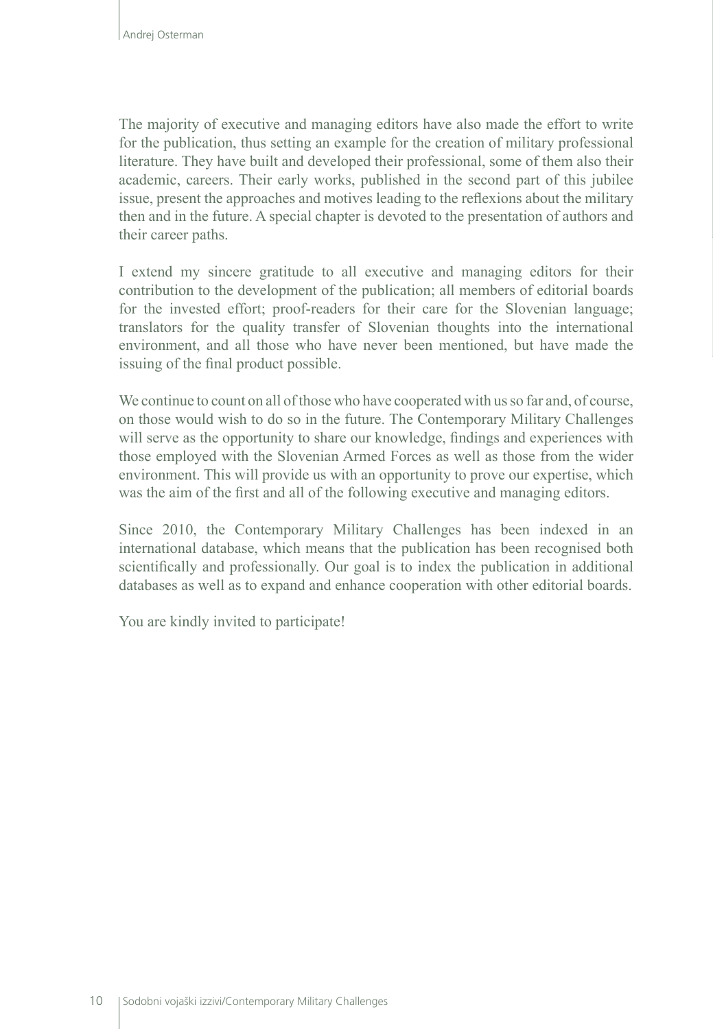The majority of executive and managing editors have also made the effort to write for the publication, thus setting an example for the creation of military professional literature. They have built and developed their professional, some of them also their academic, careers. Their early works, published in the second part of this jubilee issue, present the approaches and motives leading to the reflexions about the military then and in the future. A special chapter is devoted to the presentation of authors and their career paths.

I extend my sincere gratitude to all executive and managing editors for their contribution to the development of the publication; all members of editorial boards for the invested effort; proof-readers for their care for the Slovenian language; translators for the quality transfer of Slovenian thoughts into the international environment, and all those who have never been mentioned, but have made the issuing of the final product possible.

We continue to count on all of those who have cooperated with us so far and, of course, on those would wish to do so in the future. The Contemporary Military Challenges will serve as the opportunity to share our knowledge, findings and experiences with those employed with the Slovenian Armed Forces as well as those from the wider environment. This will provide us with an opportunity to prove our expertise, which was the aim of the first and all of the following executive and managing editors.

Since 2010, the Contemporary Military Challenges has been indexed in an international database, which means that the publication has been recognised both scientifically and professionally. Our goal is to index the publication in additional databases as well as to expand and enhance cooperation with other editorial boards.

You are kindly invited to participate!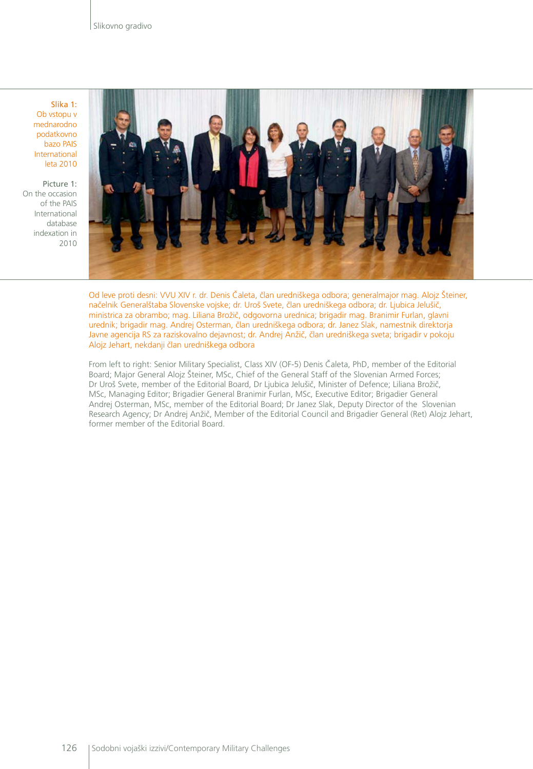Slikovno gradivo

**Slika 1:** Ob vstopu v mednarodno podatkovno bazo PAIS International leta 2010

**Picture 1:** On the occasion of the PAIS International database indexation in 2010

Od leve proti desni: VVU XIV r. dr. Denis Čaleta, član uredniškega odbora; generalmajor mag. Alojz Šteiner, načelnik Generalštaba Slovenske vojske; dr. Uroš Svete, član uredniškega odbora; dr. Ljubica Jelušič, ministrica za obrambo; mag. Liliana Brožič, odgovorna urednica; brigadir mag. Branimir Furlan, glavni urednik; brigadir mag. Andrej Osterman, član uredniškega odbora; dr. Janez Slak, namestnik direktorja Javne agencija RS za raziskovalno dejavnost; dr. Andrej Anžič, član uredniškega sveta; brigadir v pokoju Alojz Jehart, nekdanji član uredniškega odbora

From left to right: Senior Military Specialist, Class XIV (OF-5) Denis Čaleta, PhD, member of the Editorial Board; Major General Alojz Šteiner, MSc, Chief of the General Staff of the Slovenian Armed Forces; Dr Uroš Svete, member of the Editorial Board, Dr Ljubica Jelušič, Minister of Defence; Liliana Brožič, MSc, Managing Editor; Brigadier General Branimir Furlan, MSc, Executive Editor; Brigadier General Andrej Osterman, MSc, member of the Editorial Board; Dr Janez Slak, Deputy Director of the Slovenian Research Agency; Dr Andrej Anžič, Member of the Editorial Council and Brigadier General (Ret) Alojz Jehart, former member of the Editorial Board.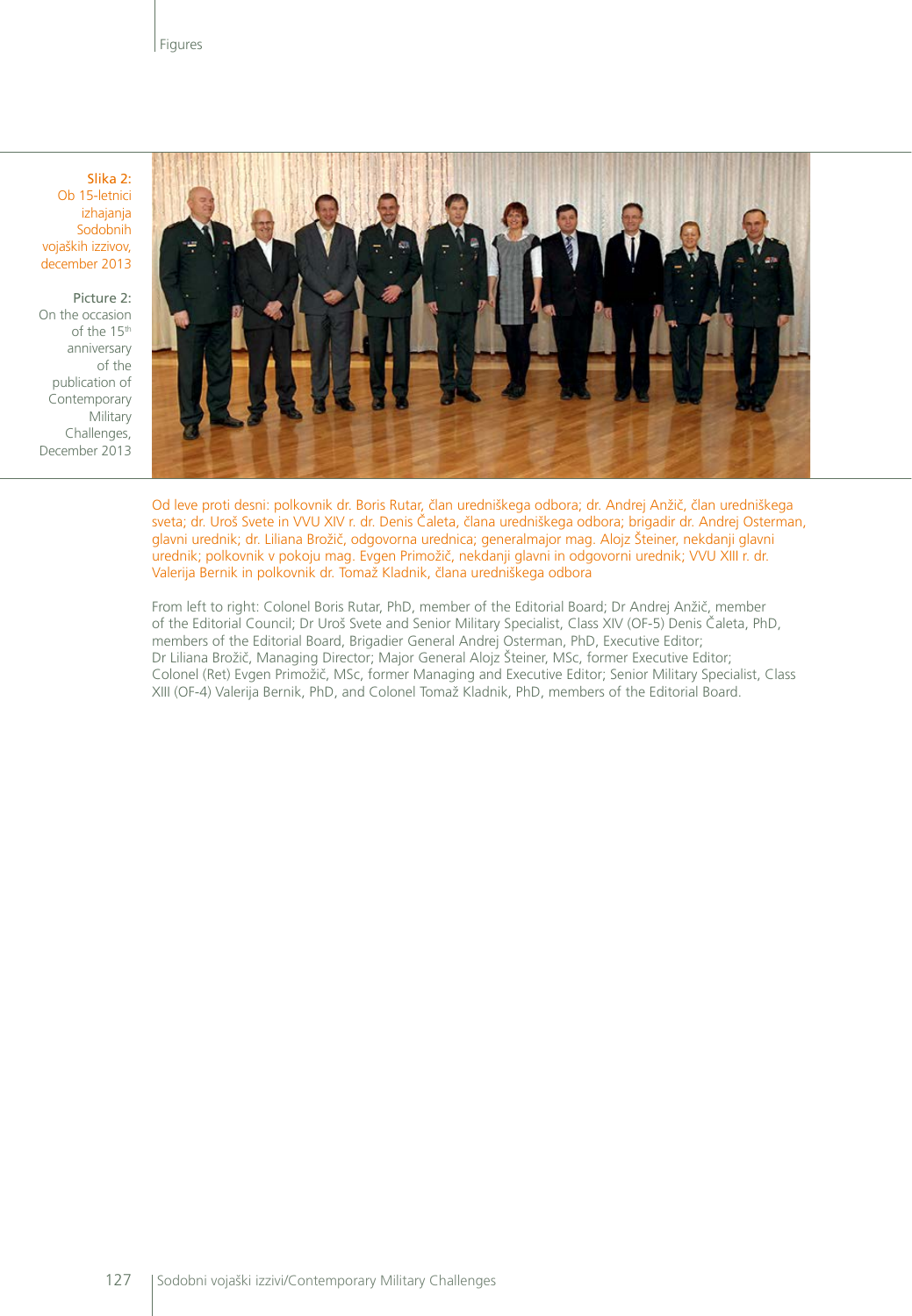Slika 2: Ob 15-letnici izhajanja Sodobnih vojaških izzivov, december 2013

Picture 2: On the occasion of the 15th anniversary of the publication of Contemporary Military Challenges, December 2013

Od leve proti desni: polkovnik dr. Boris Rutar, član uredniškega odbora; dr. Andrej Anžič, član uredniškega sveta; dr. Uroš Svete in VVU XIV r. dr. Denis Čaleta, člana uredniškega odbora; brigadir dr. Andrej Osterman, glavni urednik; dr. Liliana Brožič, odgovorna urednica; generalmajor mag. Alojz Šteiner, nekdanji glavni urednik; polkovnik v pokoju mag. Evgen Primožič, nekdanji glavni in odgovorni urednik; VVU XIII r. dr. Valerija Bernik in polkovnik dr. Tomaž Kladnik, člana uredniškega odbora

From left to right: Colonel Boris Rutar, PhD, member of the Editorial Board; Dr Andrej Anžič, member of the Editorial Council; Dr Uroš Svete and Senior Military Specialist, Class XIV (OF-5) Denis Čaleta, PhD, members of the Editorial Board, Brigadier General Andrej Osterman, PhD, Executive Editor; Dr Liliana Brožič, Managing Director; Major General Alojz Šteiner, MSc, former Executive Editor; Colonel (Ret) Evgen Primožič, MSc, former Managing and Executive Editor; Senior Military Specialist, Class XIII (OF-4) Valerija Bernik, PhD, and Colonel Tomaž Kladnik, PhD, members of the Editorial Board.